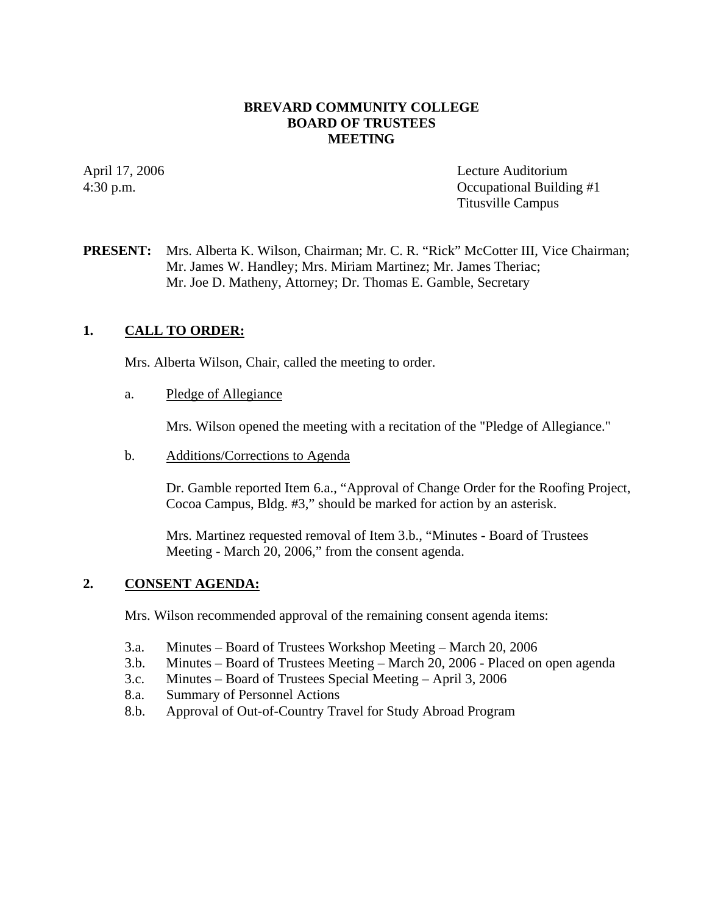# BREVARD COMMUNITY COLLEGE
## BOARD OF TRUSTEES
## MEETING

April 17, 2006
4:30 p.m.

Lecture Auditorium
Occupational Building #1
Titusville Campus

**PRESENT:** Mrs. Alberta K. Wilson, Chairman; Mr. C. R. "Rick" McCotter III, Vice Chairman; Mr. James W. Handley; Mrs. Miriam Martinez; Mr. James Theriac; Mr. Joe D. Matheny, Attorney; Dr. Thomas E. Gamble, Secretary

### 1. CALL TO ORDER:

Mrs. Alberta Wilson, Chair, called the meeting to order.

a. Pledge of Allegiance

Mrs. Wilson opened the meeting with a recitation of the "Pledge of Allegiance."

b. Additions/Corrections to Agenda

Dr. Gamble reported Item 6.a., "Approval of Change Order for the Roofing Project, Cocoa Campus, Bldg. #3," should be marked for action by an asterisk.

Mrs. Martinez requested removal of Item 3.b., "Minutes - Board of Trustees Meeting - March 20, 2006," from the consent agenda.

### 2. CONSENT AGENDA:

Mrs. Wilson recommended approval of the remaining consent agenda items:

- 3.a. Minutes – Board of Trustees Workshop Meeting – March 20, 2006
- 3.b. Minutes – Board of Trustees Meeting – March 20, 2006 - Placed on open agenda
- 3.c. Minutes – Board of Trustees Special Meeting – April 3, 2006
- 8.a. Summary of Personnel Actions
- 8.b. Approval of Out-of-Country Travel for Study Abroad Program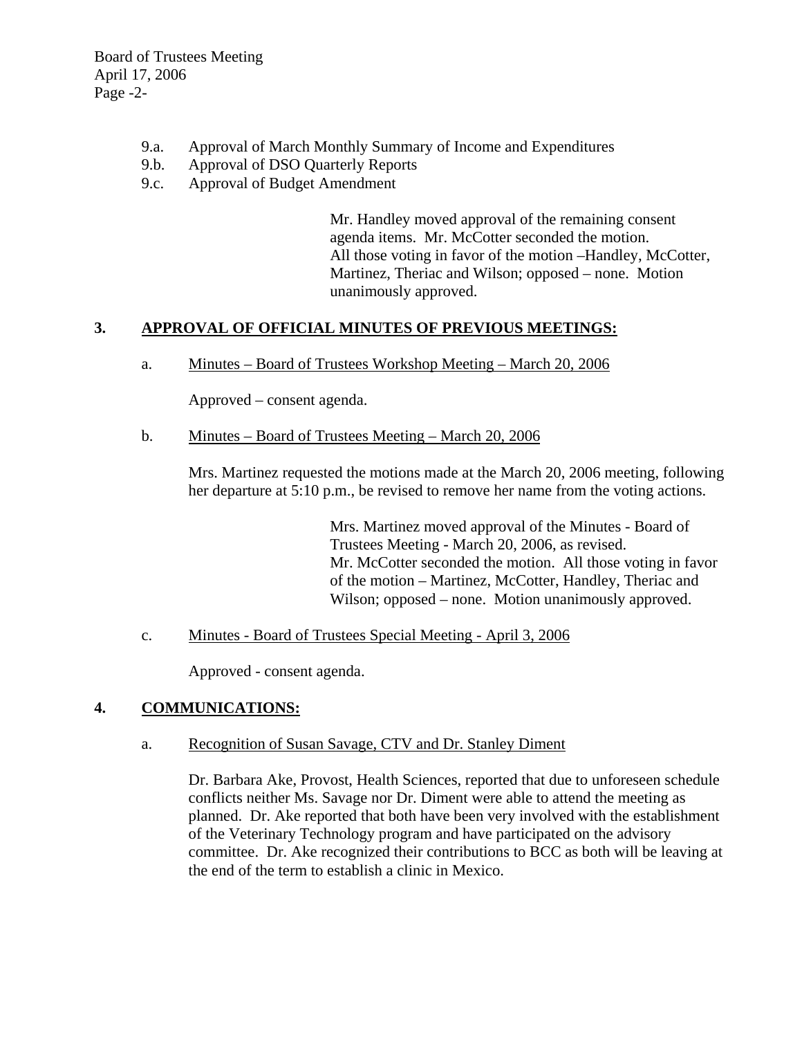9.a. Approval of March Monthly Summary of Income and Expenditures
9.b. Approval of DSO Quarterly Reports
9.c. Approval of Budget Amendment

> Mr. Handley moved approval of the remaining consent agenda items. Mr. McCotter seconded the motion. All those voting in favor of the motion –Handley, McCotter, Martinez, Theriac and Wilson; opposed – none. Motion unanimously approved.

## 3. APPROVAL OF OFFICIAL MINUTES OF PREVIOUS MEETINGS:

a. Minutes – Board of Trustees Workshop Meeting – March 20, 2006

Approved – consent agenda.

b. Minutes – Board of Trustees Meeting – March 20, 2006

Mrs. Martinez requested the motions made at the March 20, 2006 meeting, following her departure at 5:10 p.m., be revised to remove her name from the voting actions.

> Mrs. Martinez moved approval of the Minutes - Board of Trustees Meeting - March 20, 2006, as revised. Mr. McCotter seconded the motion. All those voting in favor of the motion – Martinez, McCotter, Handley, Theriac and Wilson; opposed – none. Motion unanimously approved.

c. Minutes - Board of Trustees Special Meeting - April 3, 2006

Approved - consent agenda.

## 4. COMMUNICATIONS:

a. Recognition of Susan Savage, CTV and Dr. Stanley Diment

Dr. Barbara Ake, Provost, Health Sciences, reported that due to unforeseen schedule conflicts neither Ms. Savage nor Dr. Diment were able to attend the meeting as planned. Dr. Ake reported that both have been very involved with the establishment of the Veterinary Technology program and have participated on the advisory committee. Dr. Ake recognized their contributions to BCC as both will be leaving at the end of the term to establish a clinic in Mexico.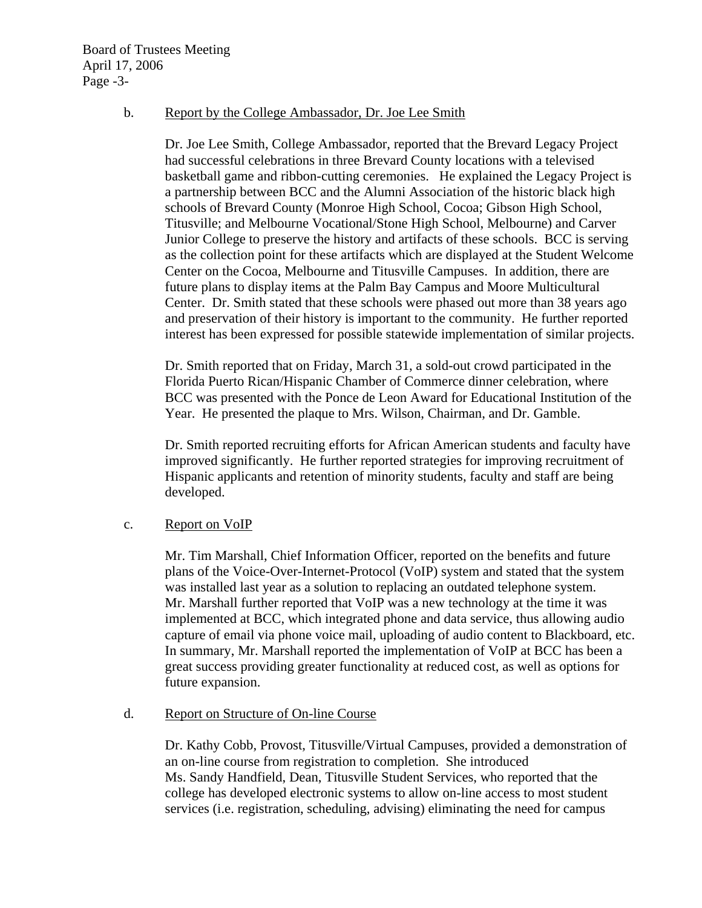b. Report by the College Ambassador, Dr. Joe Lee Smith

Dr. Joe Lee Smith, College Ambassador, reported that the Brevard Legacy Project had successful celebrations in three Brevard County locations with a televised basketball game and ribbon-cutting ceremonies. He explained the Legacy Project is a partnership between BCC and the Alumni Association of the historic black high schools of Brevard County (Monroe High School, Cocoa; Gibson High School, Titusville; and Melbourne Vocational/Stone High School, Melbourne) and Carver Junior College to preserve the history and artifacts of these schools. BCC is serving as the collection point for these artifacts which are displayed at the Student Welcome Center on the Cocoa, Melbourne and Titusville Campuses. In addition, there are future plans to display items at the Palm Bay Campus and Moore Multicultural Center. Dr. Smith stated that these schools were phased out more than 38 years ago and preservation of their history is important to the community. He further reported interest has been expressed for possible statewide implementation of similar projects.

Dr. Smith reported that on Friday, March 31, a sold-out crowd participated in the Florida Puerto Rican/Hispanic Chamber of Commerce dinner celebration, where BCC was presented with the Ponce de Leon Award for Educational Institution of the Year. He presented the plaque to Mrs. Wilson, Chairman, and Dr. Gamble.

Dr. Smith reported recruiting efforts for African American students and faculty have improved significantly. He further reported strategies for improving recruitment of Hispanic applicants and retention of minority students, faculty and staff are being developed.

c. Report on VoIP

Mr. Tim Marshall, Chief Information Officer, reported on the benefits and future plans of the Voice-Over-Internet-Protocol (VoIP) system and stated that the system was installed last year as a solution to replacing an outdated telephone system. Mr. Marshall further reported that VoIP was a new technology at the time it was implemented at BCC, which integrated phone and data service, thus allowing audio capture of email via phone voice mail, uploading of audio content to Blackboard, etc. In summary, Mr. Marshall reported the implementation of VoIP at BCC has been a great success providing greater functionality at reduced cost, as well as options for future expansion.

d. Report on Structure of On-line Course

Dr. Kathy Cobb, Provost, Titusville/Virtual Campuses, provided a demonstration of an on-line course from registration to completion. She introduced Ms. Sandy Handfield, Dean, Titusville Student Services, who reported that the college has developed electronic systems to allow on-line access to most student services (i.e. registration, scheduling, advising) eliminating the need for campus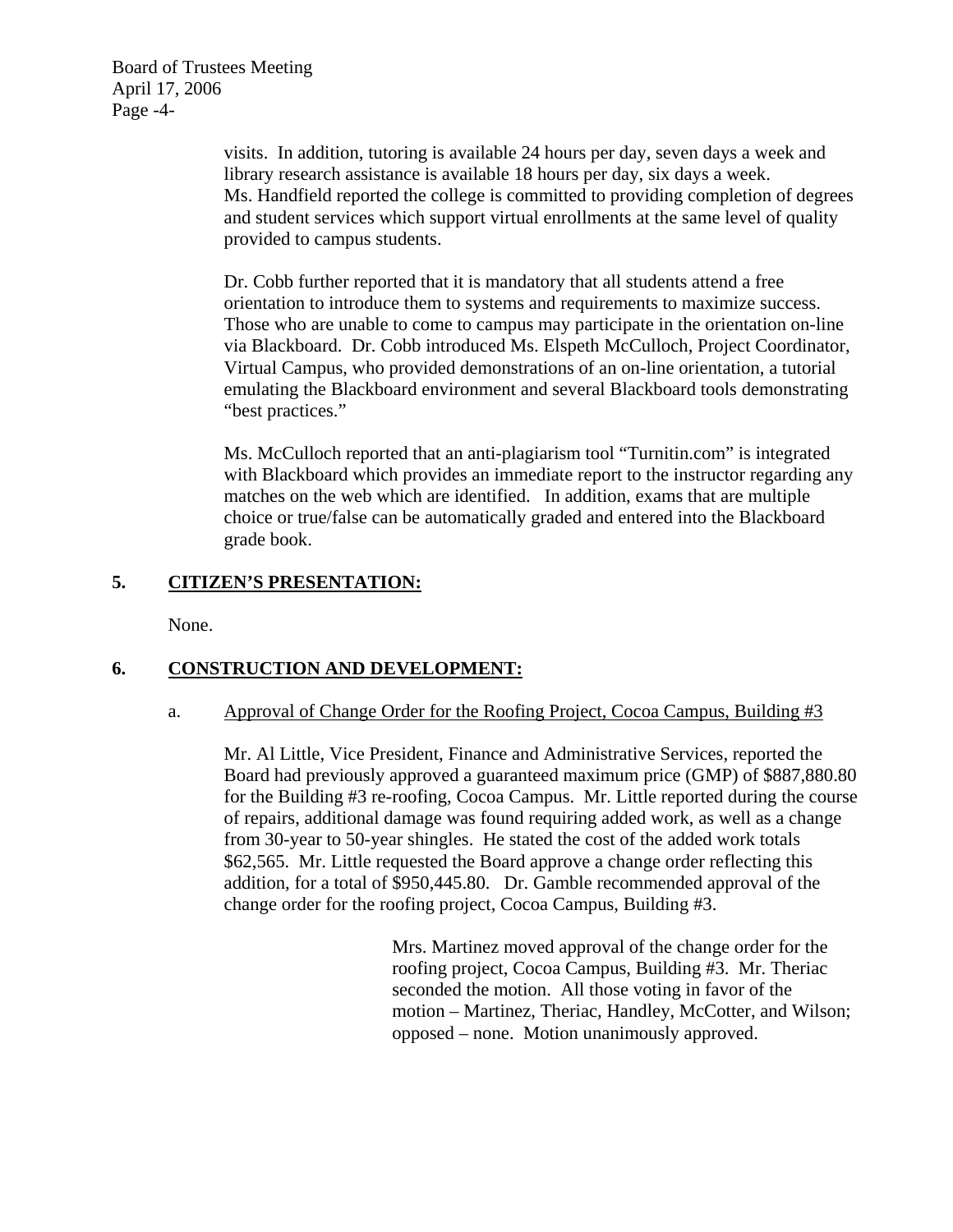visits. In addition, tutoring is available 24 hours per day, seven days a week and library research assistance is available 18 hours per day, six days a week. Ms. Handfield reported the college is committed to providing completion of degrees and student services which support virtual enrollments at the same level of quality provided to campus students.

Dr. Cobb further reported that it is mandatory that all students attend a free orientation to introduce them to systems and requirements to maximize success. Those who are unable to come to campus may participate in the orientation on-line via Blackboard. Dr. Cobb introduced Ms. Elspeth McCulloch, Project Coordinator, Virtual Campus, who provided demonstrations of an on-line orientation, a tutorial emulating the Blackboard environment and several Blackboard tools demonstrating "best practices."

Ms. McCulloch reported that an anti-plagiarism tool "Turnitin.com" is integrated with Blackboard which provides an immediate report to the instructor regarding any matches on the web which are identified. In addition, exams that are multiple choice or true/false can be automatically graded and entered into the Blackboard grade book.

## 5. CITIZEN'S PRESENTATION:

None.

## 6. CONSTRUCTION AND DEVELOPMENT:

a. Approval of Change Order for the Roofing Project, Cocoa Campus, Building #3

Mr. Al Little, Vice President, Finance and Administrative Services, reported the Board had previously approved a guaranteed maximum price (GMP) of $887,880.80 for the Building #3 re-roofing, Cocoa Campus. Mr. Little reported during the course of repairs, additional damage was found requiring added work, as well as a change from 30-year to 50-year shingles. He stated the cost of the added work totals $62,565. Mr. Little requested the Board approve a change order reflecting this addition, for a total of $950,445.80. Dr. Gamble recommended approval of the change order for the roofing project, Cocoa Campus, Building #3.

> Mrs. Martinez moved approval of the change order for the roofing project, Cocoa Campus, Building #3. Mr. Theriac seconded the motion. All those voting in favor of the motion – Martinez, Theriac, Handley, McCotter, and Wilson; opposed – none. Motion unanimously approved.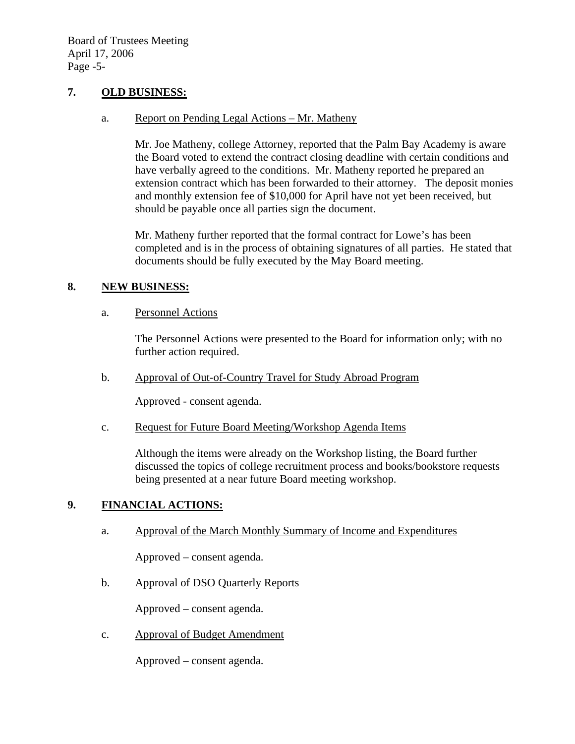## 7. OLD BUSINESS:

a. Report on Pending Legal Actions – Mr. Matheny

Mr. Joe Matheny, college Attorney, reported that the Palm Bay Academy is aware the Board voted to extend the contract closing deadline with certain conditions and have verbally agreed to the conditions. Mr. Matheny reported he prepared an extension contract which has been forwarded to their attorney. The deposit monies and monthly extension fee of $10,000 for April have not yet been received, but should be payable once all parties sign the document.

Mr. Matheny further reported that the formal contract for Lowe's has been completed and is in the process of obtaining signatures of all parties. He stated that documents should be fully executed by the May Board meeting.

## 8. NEW BUSINESS:

a. Personnel Actions

The Personnel Actions were presented to the Board for information only; with no further action required.

b. Approval of Out-of-Country Travel for Study Abroad Program

Approved - consent agenda.

c. Request for Future Board Meeting/Workshop Agenda Items

Although the items were already on the Workshop listing, the Board further discussed the topics of college recruitment process and books/bookstore requests being presented at a near future Board meeting workshop.

## 9. FINANCIAL ACTIONS:

a. Approval of the March Monthly Summary of Income and Expenditures

Approved – consent agenda.

b. Approval of DSO Quarterly Reports

Approved – consent agenda.

c. Approval of Budget Amendment

Approved – consent agenda.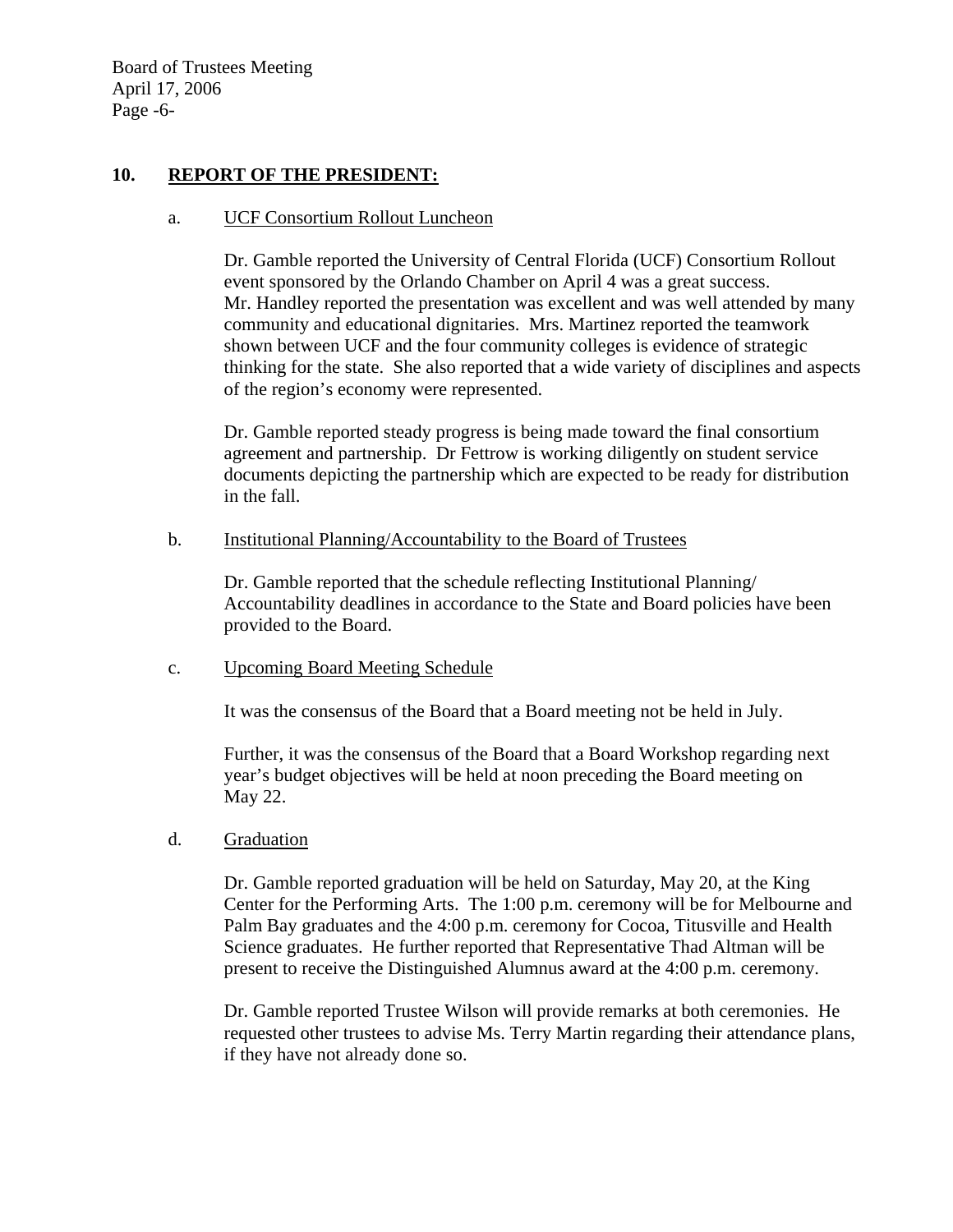## 10. REPORT OF THE PRESIDENT:

### a. UCF Consortium Rollout Luncheon

Dr. Gamble reported the University of Central Florida (UCF) Consortium Rollout event sponsored by the Orlando Chamber on April 4 was a great success. Mr. Handley reported the presentation was excellent and was well attended by many community and educational dignitaries. Mrs. Martinez reported the teamwork shown between UCF and the four community colleges is evidence of strategic thinking for the state. She also reported that a wide variety of disciplines and aspects of the region's economy were represented.

Dr. Gamble reported steady progress is being made toward the final consortium agreement and partnership. Dr Fettrow is working diligently on student service documents depicting the partnership which are expected to be ready for distribution in the fall.

### b. Institutional Planning/Accountability to the Board of Trustees

Dr. Gamble reported that the schedule reflecting Institutional Planning/ Accountability deadlines in accordance to the State and Board policies have been provided to the Board.

### c. Upcoming Board Meeting Schedule

It was the consensus of the Board that a Board meeting not be held in July.

Further, it was the consensus of the Board that a Board Workshop regarding next year's budget objectives will be held at noon preceding the Board meeting on May 22.

### d. Graduation

Dr. Gamble reported graduation will be held on Saturday, May 20, at the King Center for the Performing Arts. The 1:00 p.m. ceremony will be for Melbourne and Palm Bay graduates and the 4:00 p.m. ceremony for Cocoa, Titusville and Health Science graduates. He further reported that Representative Thad Altman will be present to receive the Distinguished Alumnus award at the 4:00 p.m. ceremony.

Dr. Gamble reported Trustee Wilson will provide remarks at both ceremonies. He requested other trustees to advise Ms. Terry Martin regarding their attendance plans, if they have not already done so.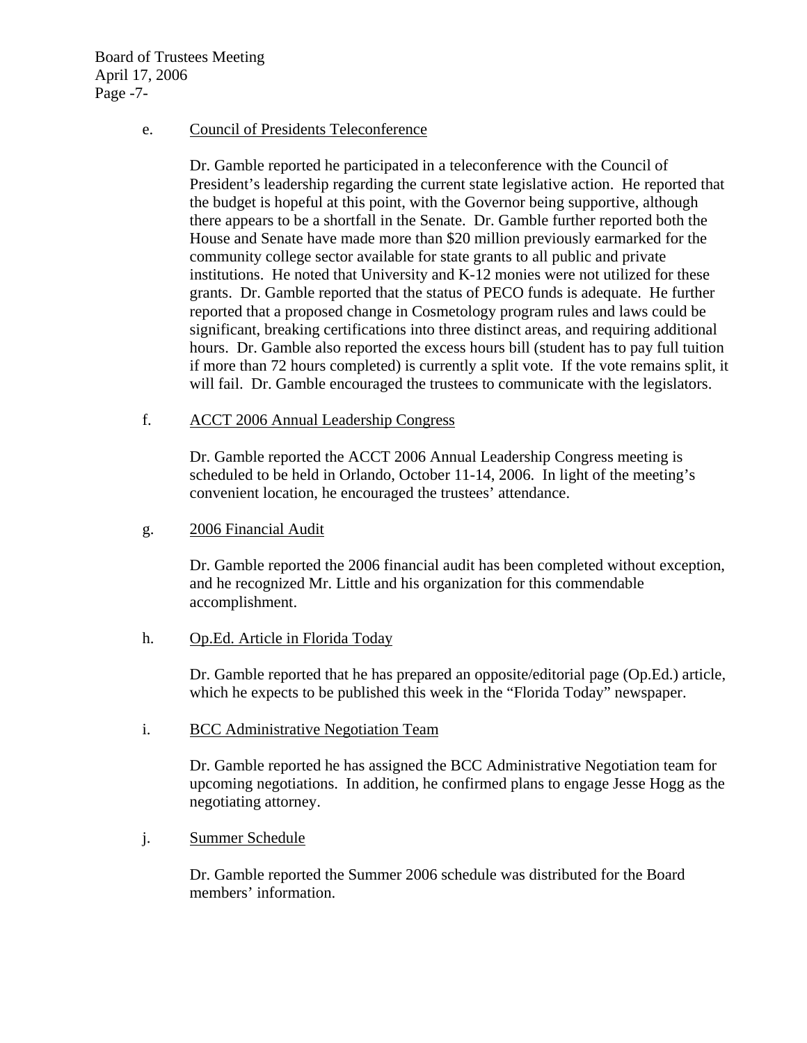e. Council of Presidents Teleconference

Dr. Gamble reported he participated in a teleconference with the Council of President's leadership regarding the current state legislative action. He reported that the budget is hopeful at this point, with the Governor being supportive, although there appears to be a shortfall in the Senate. Dr. Gamble further reported both the House and Senate have made more than $20 million previously earmarked for the community college sector available for state grants to all public and private institutions. He noted that University and K-12 monies were not utilized for these grants. Dr. Gamble reported that the status of PECO funds is adequate. He further reported that a proposed change in Cosmetology program rules and laws could be significant, breaking certifications into three distinct areas, and requiring additional hours. Dr. Gamble also reported the excess hours bill (student has to pay full tuition if more than 72 hours completed) is currently a split vote. If the vote remains split, it will fail. Dr. Gamble encouraged the trustees to communicate with the legislators.

f. ACCT 2006 Annual Leadership Congress

Dr. Gamble reported the ACCT 2006 Annual Leadership Congress meeting is scheduled to be held in Orlando, October 11-14, 2006. In light of the meeting's convenient location, he encouraged the trustees' attendance.

g. 2006 Financial Audit

Dr. Gamble reported the 2006 financial audit has been completed without exception, and he recognized Mr. Little and his organization for this commendable accomplishment.

h. Op.Ed. Article in Florida Today

Dr. Gamble reported that he has prepared an opposite/editorial page (Op.Ed.) article, which he expects to be published this week in the "Florida Today" newspaper.

i. BCC Administrative Negotiation Team

Dr. Gamble reported he has assigned the BCC Administrative Negotiation team for upcoming negotiations. In addition, he confirmed plans to engage Jesse Hogg as the negotiating attorney.

j. Summer Schedule

Dr. Gamble reported the Summer 2006 schedule was distributed for the Board members' information.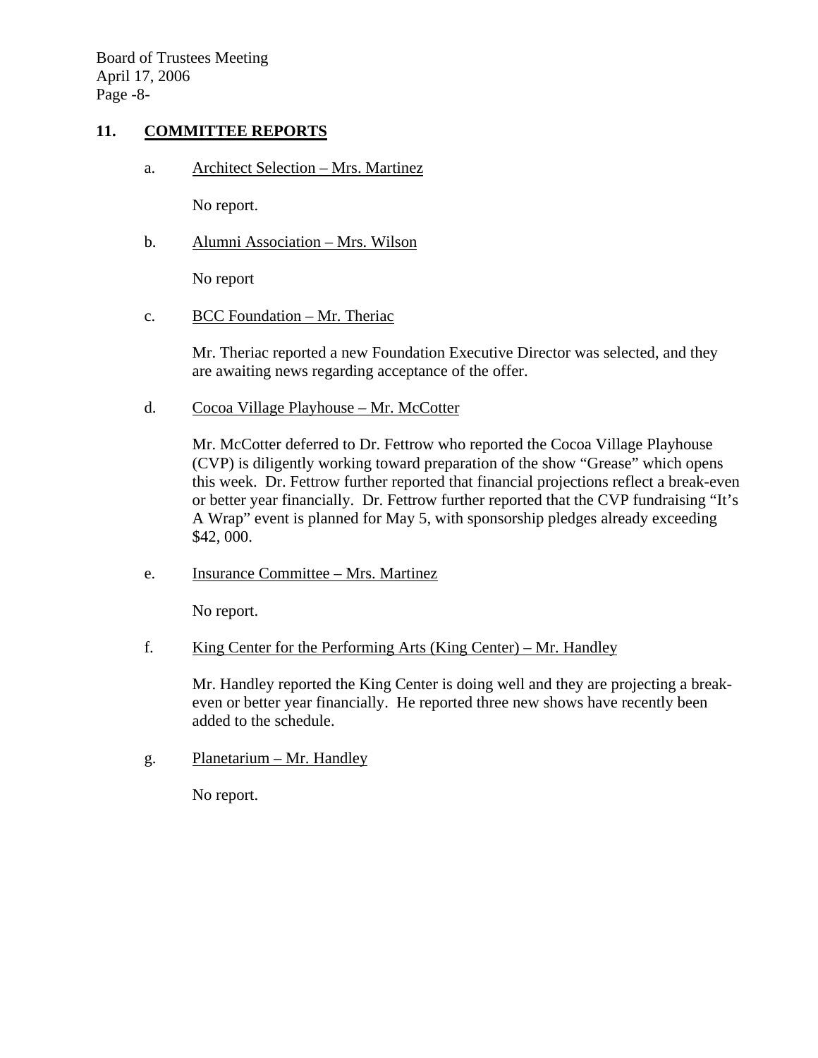## 11. COMMITTEE REPORTS

a. Architect Selection – Mrs. Martinez

No report.

b. Alumni Association – Mrs. Wilson

No report

c. BCC Foundation – Mr. Theriac

Mr. Theriac reported a new Foundation Executive Director was selected, and they are awaiting news regarding acceptance of the offer.

d. Cocoa Village Playhouse – Mr. McCotter

Mr. McCotter deferred to Dr. Fettrow who reported the Cocoa Village Playhouse (CVP) is diligently working toward preparation of the show "Grease" which opens this week. Dr. Fettrow further reported that financial projections reflect a break-even or better year financially. Dr. Fettrow further reported that the CVP fundraising "It's A Wrap" event is planned for May 5, with sponsorship pledges already exceeding $42, 000.

e. Insurance Committee – Mrs. Martinez

No report.

f. King Center for the Performing Arts (King Center) – Mr. Handley

Mr. Handley reported the King Center is doing well and they are projecting a break-even or better year financially. He reported three new shows have recently been added to the schedule.

g. Planetarium – Mr. Handley

No report.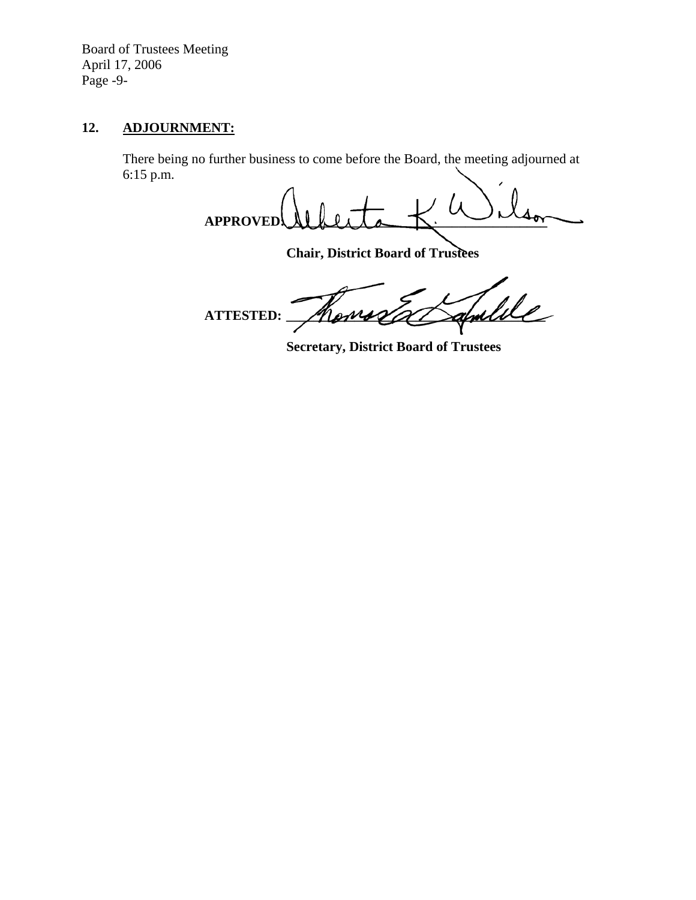## 12. ADJOURNMENT:

There being no further business to come before the Board, the meeting adjourned at 6:15 p.m.

**APPROVED:** ______________________________

**Chair, District Board of Trustees**

**ATTESTED:** ______________________________

**Secretary, District Board of Trustees**